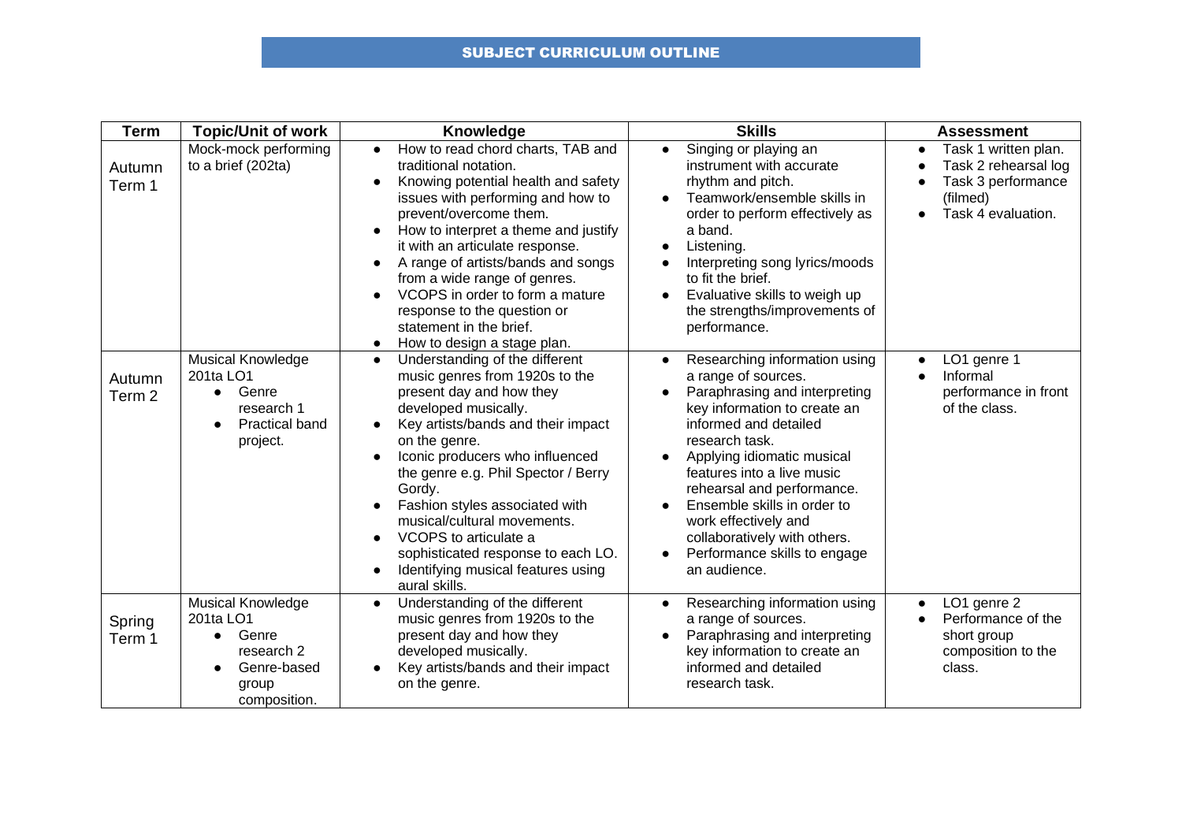# SUBJECT CURRICULUM OUTLINE

| Term | Topic/Unit of work | Knowledge | Skills | Assessment |
|---|---|---|---|---|
| Autumn Term 1 | Mock-mock performing to a brief (202ta) | • How to read chord charts, TAB and traditional notation.<br>• Knowing potential health and safety issues with performing and how to prevent/overcome them.<br>• How to interpret a theme and justify it with an articulate response.<br>• A range of artists/bands and songs from a wide range of genres.<br>• VCOPS in order to form a mature response to the question or statement in the brief.<br>• How to design a stage plan. | • Singing or playing an instrument with accurate rhythm and pitch.<br>• Teamwork/ensemble skills in order to perform effectively as a band.<br>• Listening.<br>• Interpreting song lyrics/moods to fit the brief.<br>• Evaluative skills to weigh up the strengths/improvements of performance. | • Task 1 written plan.<br>• Task 2 rehearsal log<br>• Task 3 performance (filmed)<br>• Task 4 evaluation. |
| Autumn Term 2 | Musical Knowledge 201ta LO1<br>• Genre research 1<br>• Practical band project. | • Understanding of the different music genres from 1920s to the present day and how they developed musically.<br>• Key artists/bands and their impact on the genre.<br>• Iconic producers who influenced the genre e.g. Phil Spector / Berry Gordy.<br>• Fashion styles associated with musical/cultural movements.<br>• VCOPS to articulate a sophisticated response to each LO.<br>• Identifying musical features using aural skills. | • Researching information using a range of sources.<br>• Paraphrasing and interpreting key information to create an informed and detailed research task.<br>• Applying idiomatic musical features into a live music rehearsal and performance.<br>• Ensemble skills in order to work effectively and collaboratively with others.<br>• Performance skills to engage an audience. | • LO1 genre 1<br>• Informal performance in front of the class. |
| Spring Term 1 | Musical Knowledge 201ta LO1<br>• Genre research 2<br>• Genre-based group composition. | • Understanding of the different music genres from 1920s to the present day and how they developed musically.<br>• Key artists/bands and their impact on the genre. | • Researching information using a range of sources.<br>• Paraphrasing and interpreting key information to create an informed and detailed research task. | • LO1 genre 2<br>• Performance of the short group composition to the class. |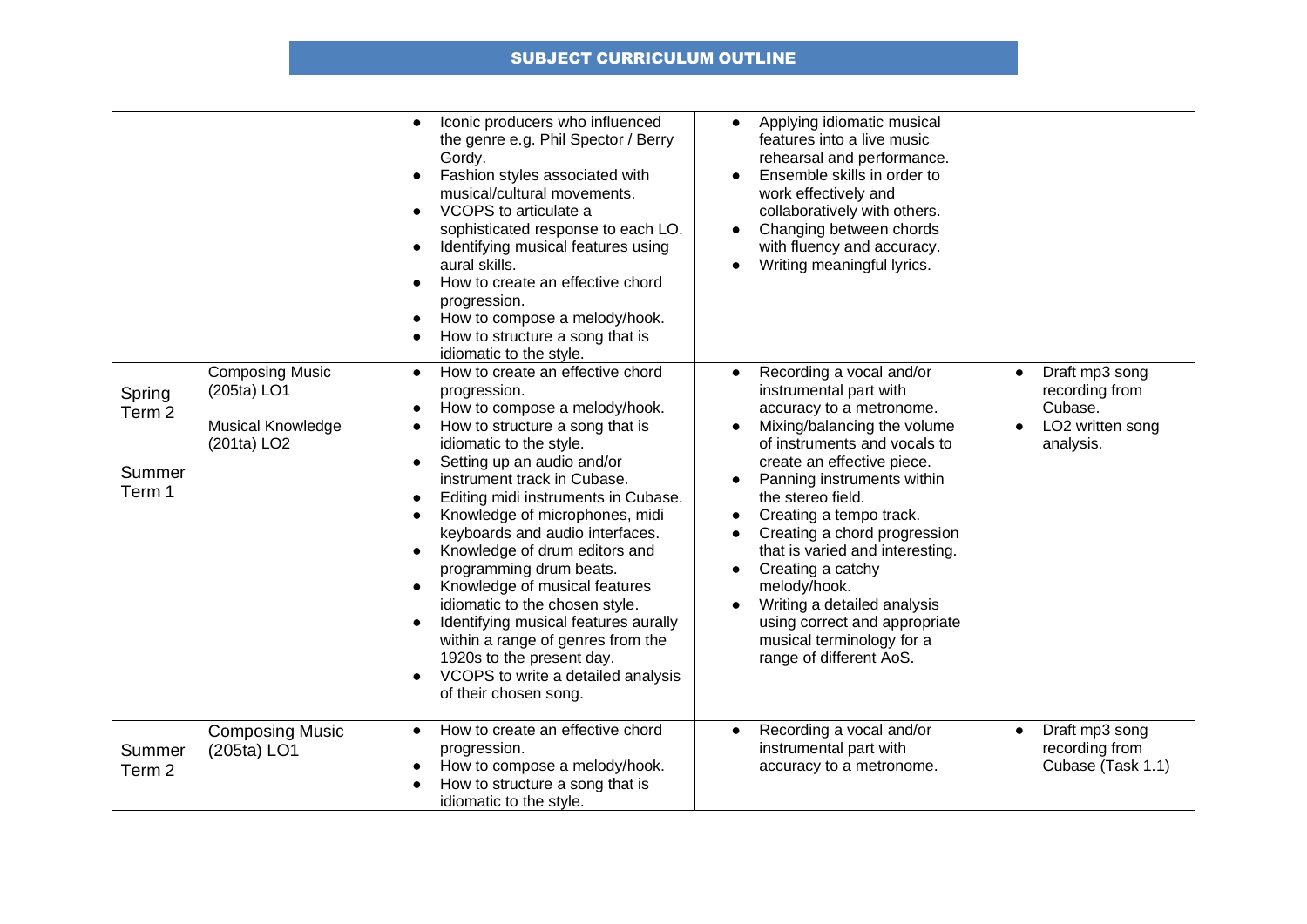## SUBJECT CURRICULUM OUTLINE

| | | | | |
|---|---|---|---|---|
| | | • Iconic producers who influenced the genre e.g. Phil Spector / Berry Gordy.<br>• Fashion styles associated with musical/cultural movements.<br>• VCOPS to articulate a sophisticated response to each LO.<br>• Identifying musical features using aural skills.<br>• How to create an effective chord progression.<br>• How to compose a melody/hook.<br>• How to structure a song that is idiomatic to the style. | • Applying idiomatic musical features into a live music rehearsal and performance.<br>• Ensemble skills in order to work effectively and collaboratively with others.<br>• Changing between chords with fluency and accuracy.<br>• Writing meaningful lyrics. | |
| Spring Term 2<br><br>Summer Term 1 | Composing Music (205ta) LO1<br><br>Musical Knowledge (201ta) LO2 | • How to create an effective chord progression.<br>• How to compose a melody/hook.<br>• How to structure a song that is idiomatic to the style.<br>• Setting up an audio and/or instrument track in Cubase.<br>• Editing midi instruments in Cubase.<br>• Knowledge of microphones, midi keyboards and audio interfaces.<br>• Knowledge of drum editors and programming drum beats.<br>• Knowledge of musical features idiomatic to the chosen style.<br>• Identifying musical features aurally within a range of genres from the 1920s to the present day.<br>• VCOPS to write a detailed analysis of their chosen song. | • Recording a vocal and/or instrumental part with accuracy to a metronome.<br>• Mixing/balancing the volume of instruments and vocals to create an effective piece.<br>• Panning instruments within the stereo field.<br>• Creating a tempo track.<br>• Creating a chord progression that is varied and interesting.<br>• Creating a catchy melody/hook.<br>• Writing a detailed analysis using correct and appropriate musical terminology for a range of different AoS. | • Draft mp3 song recording from Cubase.<br>• LO2 written song analysis. |
| Summer Term 2 | Composing Music (205ta) LO1 | • How to create an effective chord progression.<br>• How to compose a melody/hook.<br>• How to structure a song that is idiomatic to the style. | • Recording a vocal and/or instrumental part with accuracy to a metronome. | • Draft mp3 song recording from Cubase (Task 1.1) |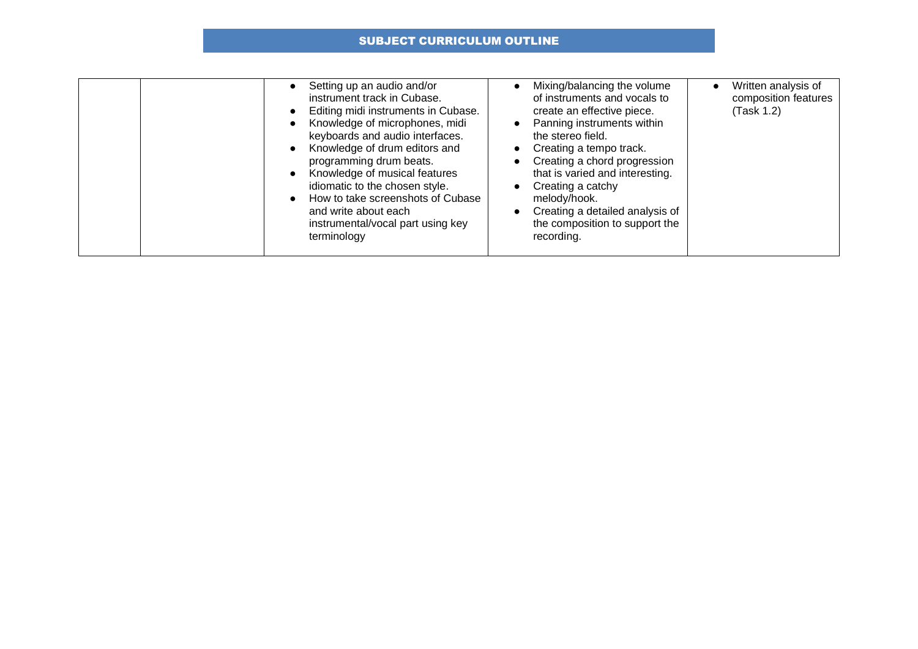## SUBJECT CURRICULUM OUTLINE

| | | | | |
|---|---|---|---|---|
| | | • Setting up an audio and/or instrument track in Cubase.<br>• Editing midi instruments in Cubase.<br>• Knowledge of microphones, midi keyboards and audio interfaces.<br>• Knowledge of drum editors and programming drum beats.<br>• Knowledge of musical features idiomatic to the chosen style.<br>• How to take screenshots of Cubase and write about each instrumental/vocal part using key terminology | • Mixing/balancing the volume of instruments and vocals to create an effective piece.<br>• Panning instruments within the stereo field.<br>• Creating a tempo track.<br>• Creating a chord progression that is varied and interesting.<br>• Creating a catchy melody/hook.<br>• Creating a detailed analysis of the composition to support the recording. | • Written analysis of composition features (Task 1.2) |